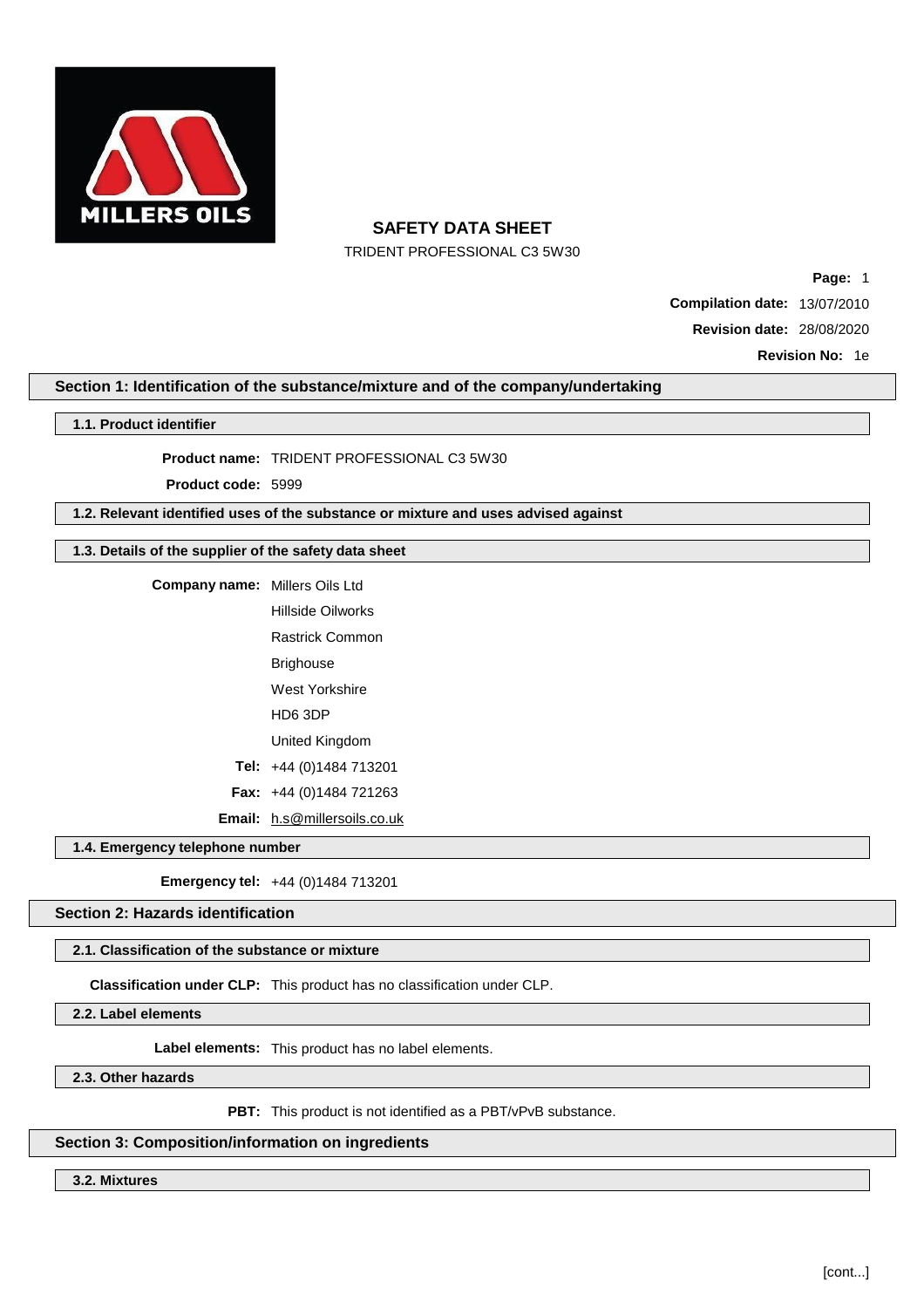# SAFETY DATA SHEET

TRIDENT PROFESSIONAL C3 5W30

**Compilation date:** 13/07/2010

**Revision date:** 28/08/2020

**Revision No:** 1e

## Section 1: Identification of the substance/mixture and of the company/undertaking

### 1.1. Product identifier

**Product name:** TRIDENT PROFESSIONAL C3 5W30

**Product code:** 5999

### 1.2. Relevant identified uses of the substance or mixture and uses advised against

### 1.3. Details of the supplier of the safety data sheet

**Company name:** Millers Oils Ltd
Hillside Oilworks
Rastrick Common
Brighouse
West Yorkshire
HD6 3DP
United Kingdom

**Tel:** +44 (0)1484 713201

**Fax:** +44 (0)1484 721263

**Email:** h.s@millersoils.co.uk

### 1.4. Emergency telephone number

**Emergency tel:** +44 (0)1484 713201

## Section 2: Hazards identification

### 2.1. Classification of the substance or mixture

**Classification under CLP:** This product has no classification under CLP.

### 2.2. Label elements

**Label elements:** This product has no label elements.

### 2.3. Other hazards

**PBT:** This product is not identified as a PBT/vPvB substance.

## Section 3: Composition/information on ingredients

### 3.2. Mixtures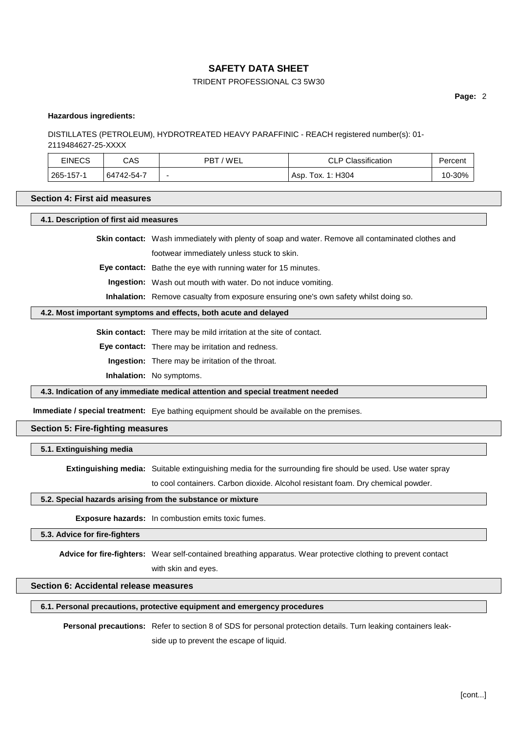**Hazardous ingredients:**

DISTILLATES (PETROLEUM), HYDROTREATED HEAVY PARAFFINIC - REACH registered number(s): 01-2119484627-25-XXXX

| EINECS | CAS | PBT / WEL | CLP Classification | Percent |
|---|---|---|---|---|
| 265-157-1 | 64742-54-7 | - | Asp. Tox. 1: H304 | 10-30% |

## Section 4: First aid measures

### 4.1. Description of first aid measures

**Skin contact:** Wash immediately with plenty of soap and water. Remove all contaminated clothes and footwear immediately unless stuck to skin.

**Eye contact:** Bathe the eye with running water for 15 minutes.

**Ingestion:** Wash out mouth with water. Do not induce vomiting.

**Inhalation:** Remove casualty from exposure ensuring one's own safety whilst doing so.

### 4.2. Most important symptoms and effects, both acute and delayed

**Skin contact:** There may be mild irritation at the site of contact.

**Eye contact:** There may be irritation and redness.

**Ingestion:** There may be irritation of the throat.

**Inhalation:** No symptoms.

### 4.3. Indication of any immediate medical attention and special treatment needed

**Immediate / special treatment:** Eye bathing equipment should be available on the premises.

## Section 5: Fire-fighting measures

### 5.1. Extinguishing media

**Extinguishing media:** Suitable extinguishing media for the surrounding fire should be used. Use water spray to cool containers. Carbon dioxide. Alcohol resistant foam. Dry chemical powder.

### 5.2. Special hazards arising from the substance or mixture

**Exposure hazards:** In combustion emits toxic fumes.

### 5.3. Advice for fire-fighters

**Advice for fire-fighters:** Wear self-contained breathing apparatus. Wear protective clothing to prevent contact with skin and eyes.

## Section 6: Accidental release measures

### 6.1. Personal precautions, protective equipment and emergency procedures

**Personal precautions:** Refer to section 8 of SDS for personal protection details. Turn leaking containers leak-side up to prevent the escape of liquid.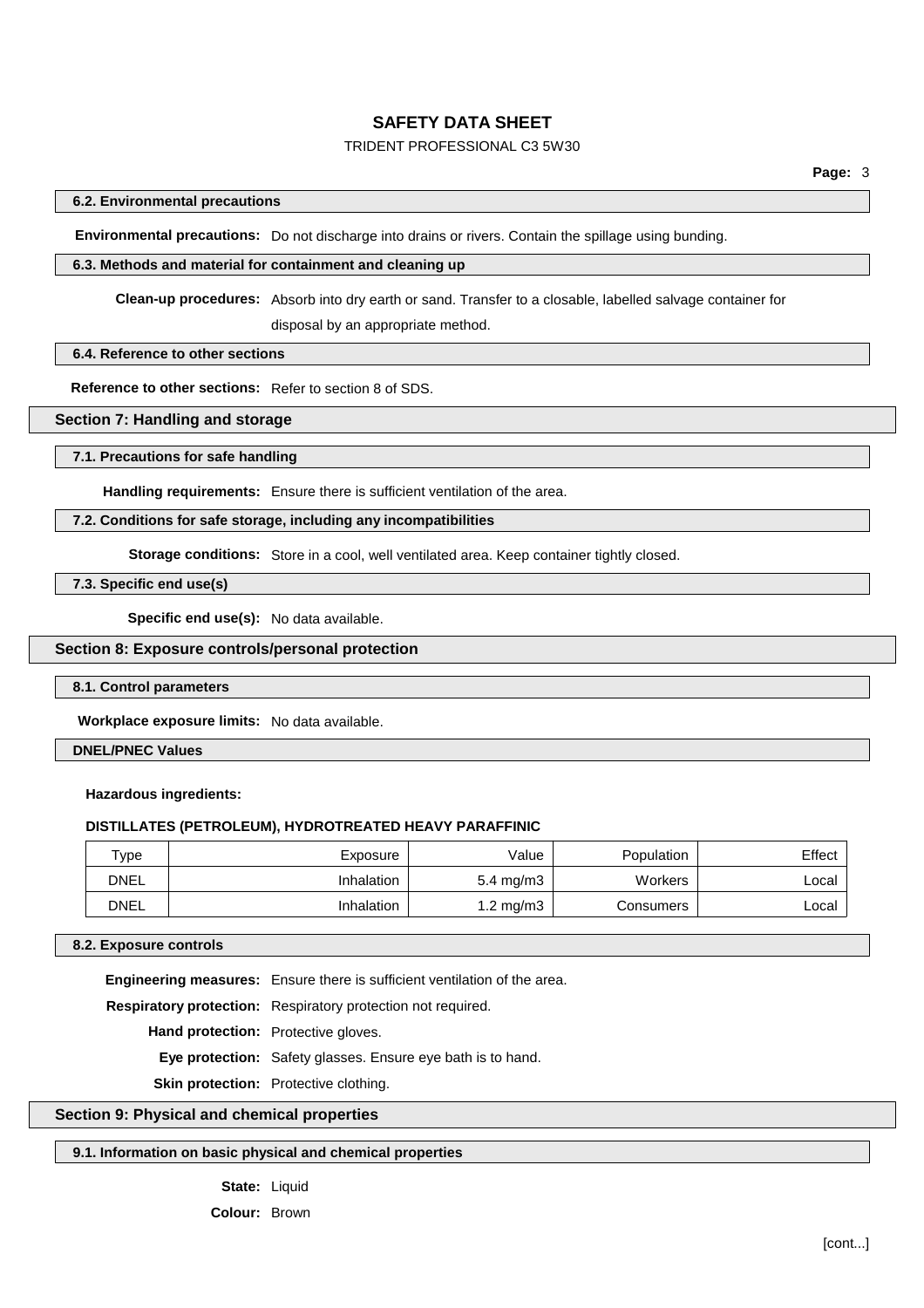### 6.2. Environmental precautions

**Environmental precautions:** Do not discharge into drains or rivers. Contain the spillage using bunding.

### 6.3. Methods and material for containment and cleaning up

**Clean-up procedures:** Absorb into dry earth or sand. Transfer to a closable, labelled salvage container for disposal by an appropriate method.

### 6.4. Reference to other sections

**Reference to other sections:** Refer to section 8 of SDS.

## Section 7: Handling and storage

### 7.1. Precautions for safe handling

**Handling requirements:** Ensure there is sufficient ventilation of the area.

### 7.2. Conditions for safe storage, including any incompatibilities

**Storage conditions:** Store in a cool, well ventilated area. Keep container tightly closed.

### 7.3. Specific end use(s)

**Specific end use(s):** No data available.

## Section 8: Exposure controls/personal protection

### 8.1. Control parameters

**Workplace exposure limits:** No data available.

### DNEL/PNEC Values

**Hazardous ingredients:**

**DISTILLATES (PETROLEUM), HYDROTREATED HEAVY PARAFFINIC**

| Type | Exposure | Value | Population | Effect |
|---|---|---|---|---|
| DNEL | Inhalation | 5.4 mg/m3 | Workers | Local |
| DNEL | Inhalation | 1.2 mg/m3 | Consumers | Local |

### 8.2. Exposure controls

**Engineering measures:** Ensure there is sufficient ventilation of the area.

**Respiratory protection:** Respiratory protection not required.

**Hand protection:** Protective gloves.

**Eye protection:** Safety glasses. Ensure eye bath is to hand.

**Skin protection:** Protective clothing.

## Section 9: Physical and chemical properties

### 9.1. Information on basic physical and chemical properties

**State:** Liquid

**Colour:** Brown

[cont...]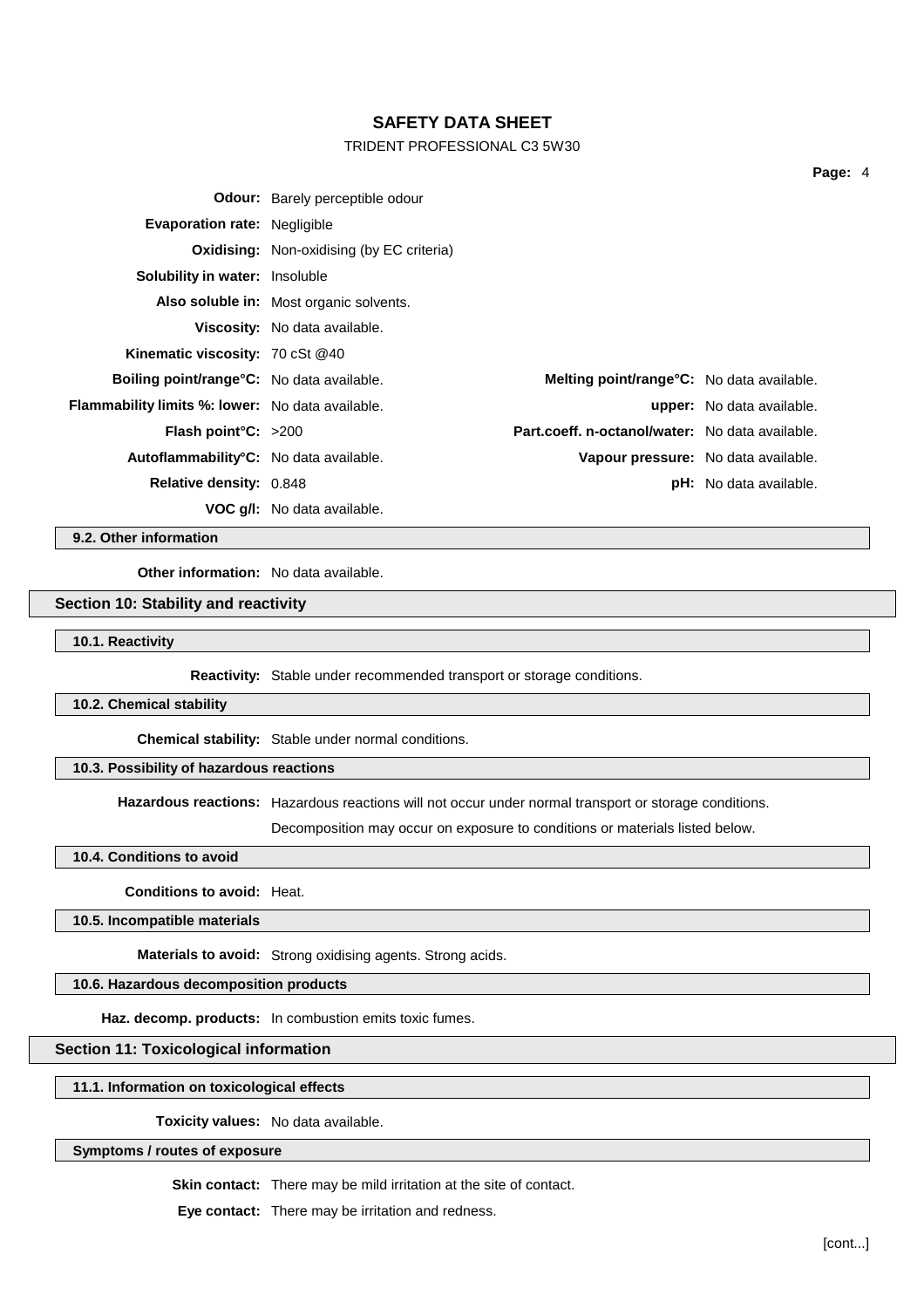**Odour:** Barely perceptible odour

**Evaporation rate:** Negligible

**Oxidising:** Non-oxidising (by EC criteria)

**Solubility in water:** Insoluble

**Also soluble in:** Most organic solvents.

**Viscosity:** No data available.

**Kinematic viscosity:** 70 cSt @40

**Boiling point/range°C:** No data available.

**Melting point/range°C:** No data available.

**Flammability limits %: lower:** No data available.

**upper:** No data available.

**Flash point°C:** >200

**Part.coeff. n-octanol/water:** No data available.

**Autoflammability°C:** No data available.

**Vapour pressure:** No data available.

**Relative density:** 0.848

**pH:** No data available.

**VOC g/l:** No data available.

### 9.2. Other information

**Other information:** No data available.

## Section 10: Stability and reactivity

### 10.1. Reactivity

**Reactivity:** Stable under recommended transport or storage conditions.

### 10.2. Chemical stability

**Chemical stability:** Stable under normal conditions.

### 10.3. Possibility of hazardous reactions

**Hazardous reactions:** Hazardous reactions will not occur under normal transport or storage conditions.

Decomposition may occur on exposure to conditions or materials listed below.

### 10.4. Conditions to avoid

**Conditions to avoid:** Heat.

### 10.5. Incompatible materials

**Materials to avoid:** Strong oxidising agents. Strong acids.

### 10.6. Hazardous decomposition products

**Haz. decomp. products:** In combustion emits toxic fumes.

## Section 11: Toxicological information

### 11.1. Information on toxicological effects

**Toxicity values:** No data available.

### Symptoms / routes of exposure

**Skin contact:** There may be mild irritation at the site of contact.

**Eye contact:** There may be irritation and redness.

[cont...]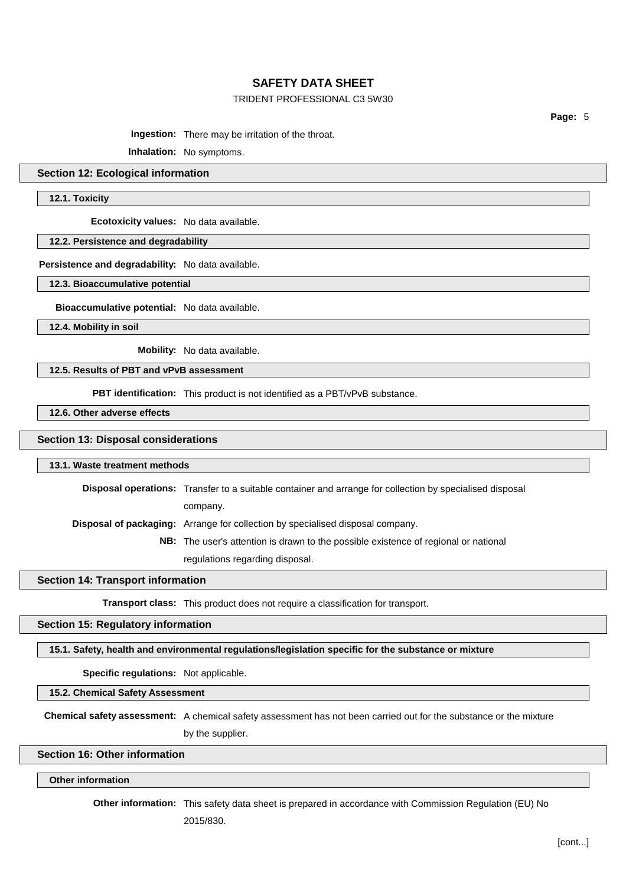**Ingestion:** There may be irritation of the throat.

**Inhalation:** No symptoms.

## Section 12: Ecological information

### 12.1. Toxicity

**Ecotoxicity values:** No data available.

### 12.2. Persistence and degradability

**Persistence and degradability:** No data available.

### 12.3. Bioaccumulative potential

**Bioaccumulative potential:** No data available.

### 12.4. Mobility in soil

**Mobility:** No data available.

### 12.5. Results of PBT and vPvB assessment

**PBT identification:** This product is not identified as a PBT/vPvB substance.

### 12.6. Other adverse effects

## Section 13: Disposal considerations

### 13.1. Waste treatment methods

**Disposal operations:** Transfer to a suitable container and arrange for collection by specialised disposal company.

**Disposal of packaging:** Arrange for collection by specialised disposal company.

**NB:** The user's attention is drawn to the possible existence of regional or national regulations regarding disposal.

## Section 14: Transport information

**Transport class:** This product does not require a classification for transport.

## Section 15: Regulatory information

### 15.1. Safety, health and environmental regulations/legislation specific for the substance or mixture

**Specific regulations:** Not applicable.

### 15.2. Chemical Safety Assessment

**Chemical safety assessment:** A chemical safety assessment has not been carried out for the substance or the mixture by the supplier.

## Section 16: Other information

### Other information

**Other information:** This safety data sheet is prepared in accordance with Commission Regulation (EU) No 2015/830.

[cont...]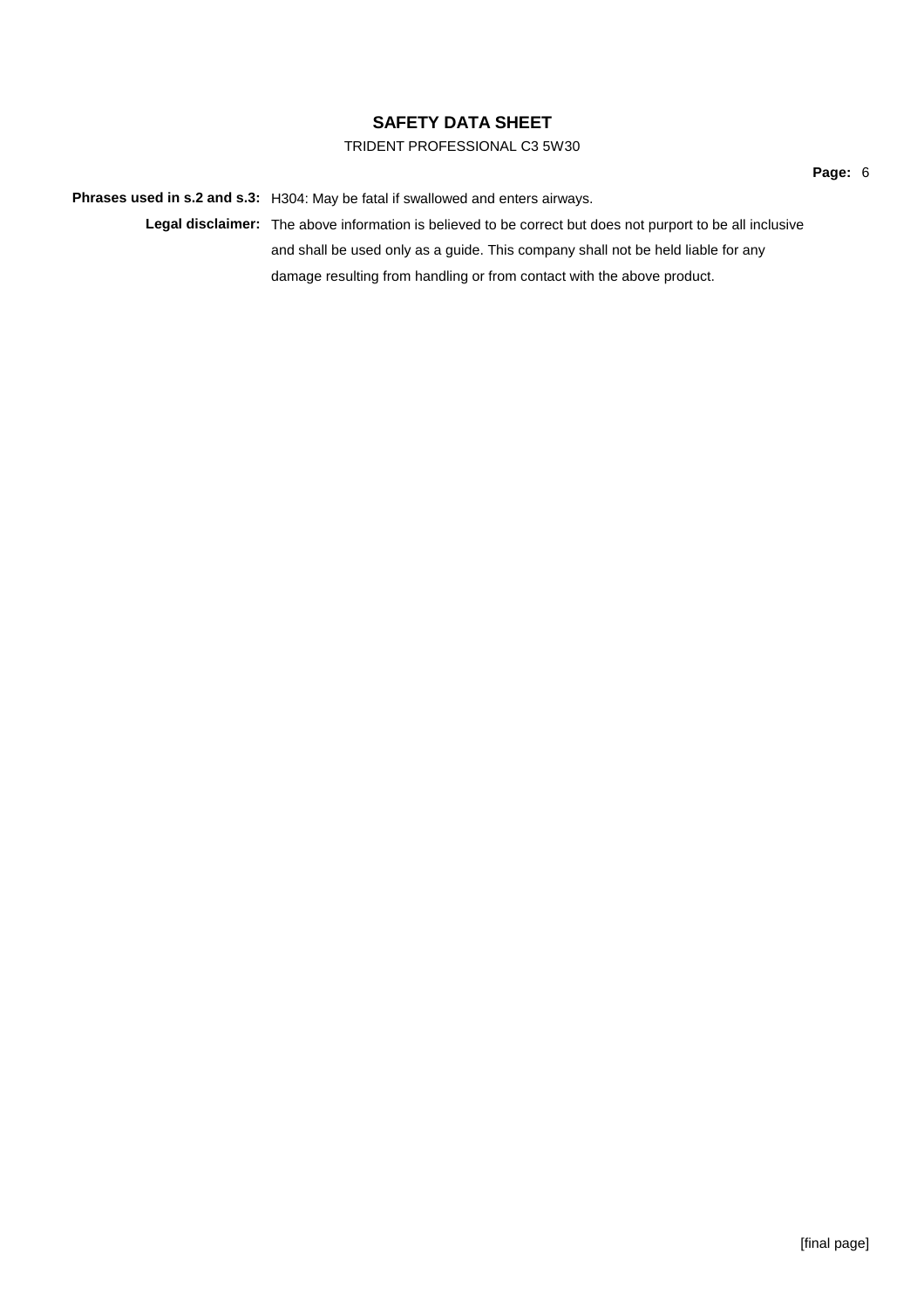**Phrases used in s.2 and s.3:** H304: May be fatal if swallowed and enters airways.

**Legal disclaimer:** The above information is believed to be correct but does not purport to be all inclusive and shall be used only as a guide. This company shall not be held liable for any damage resulting from handling or from contact with the above product.

[final page]